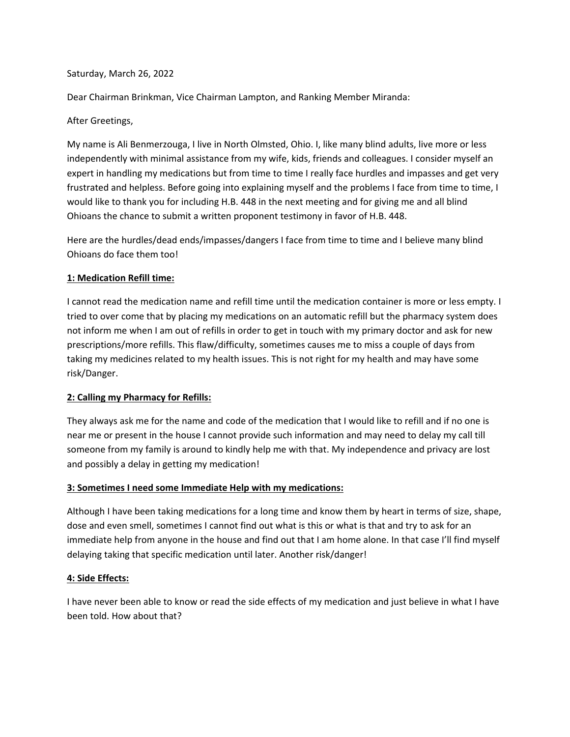Saturday, March 26, 2022

Dear Chairman Brinkman, Vice Chairman Lampton, and Ranking Member Miranda:

After Greetings,

My name is Ali Benmerzouga, I live in North Olmsted, Ohio. I, like many blind adults, live more or less independently with minimal assistance from my wife, kids, friends and colleagues. I consider myself an expert in handling my medications but from time to time I really face hurdles and impasses and get very frustrated and helpless. Before going into explaining myself and the problems I face from time to time, I would like to thank you for including H.B. 448 in the next meeting and for giving me and all blind Ohioans the chance to submit a written proponent testimony in favor of H.B. 448.

Here are the hurdles/dead ends/impasses/dangers I face from time to time and I believe many blind Ohioans do face them too!

<u>**1: Medication Refill time:**</u>

I cannot read the medication name and refill time until the medication container is more or less empty. I tried to over come that by placing my medications on an automatic refill but the pharmacy system does not inform me when I am out of refills in order to get in touch with my primary doctor and ask for new prescriptions/more refills. This flaw/difficulty, sometimes causes me to miss a couple of days from taking my medicines related to my health issues. This is not right for my health and may have some risk/Danger.

<u>**2: Calling my Pharmacy for Refills:**</u>

They always ask me for the name and code of the medication that I would like to refill and if no one is near me or present in the house I cannot provide such information and may need to delay my call till someone from my family is around to kindly help me with that. My independence and privacy are lost and possibly a delay in getting my medication!

<u>**3: Sometimes I need some Immediate Help with my medications:**</u>

Although I have been taking medications for a long time and know them by heart in terms of size, shape, dose and even smell, sometimes I cannot find out what is this or what is that and try to ask for an immediate help from anyone in the house and find out that I am home alone. In that case I'll find myself delaying taking that specific medication until later. Another risk/danger!

<u>**4: Side Effects:**</u>

I have never been able to know or read the side effects of my medication and just believe in what I have been told. How about that?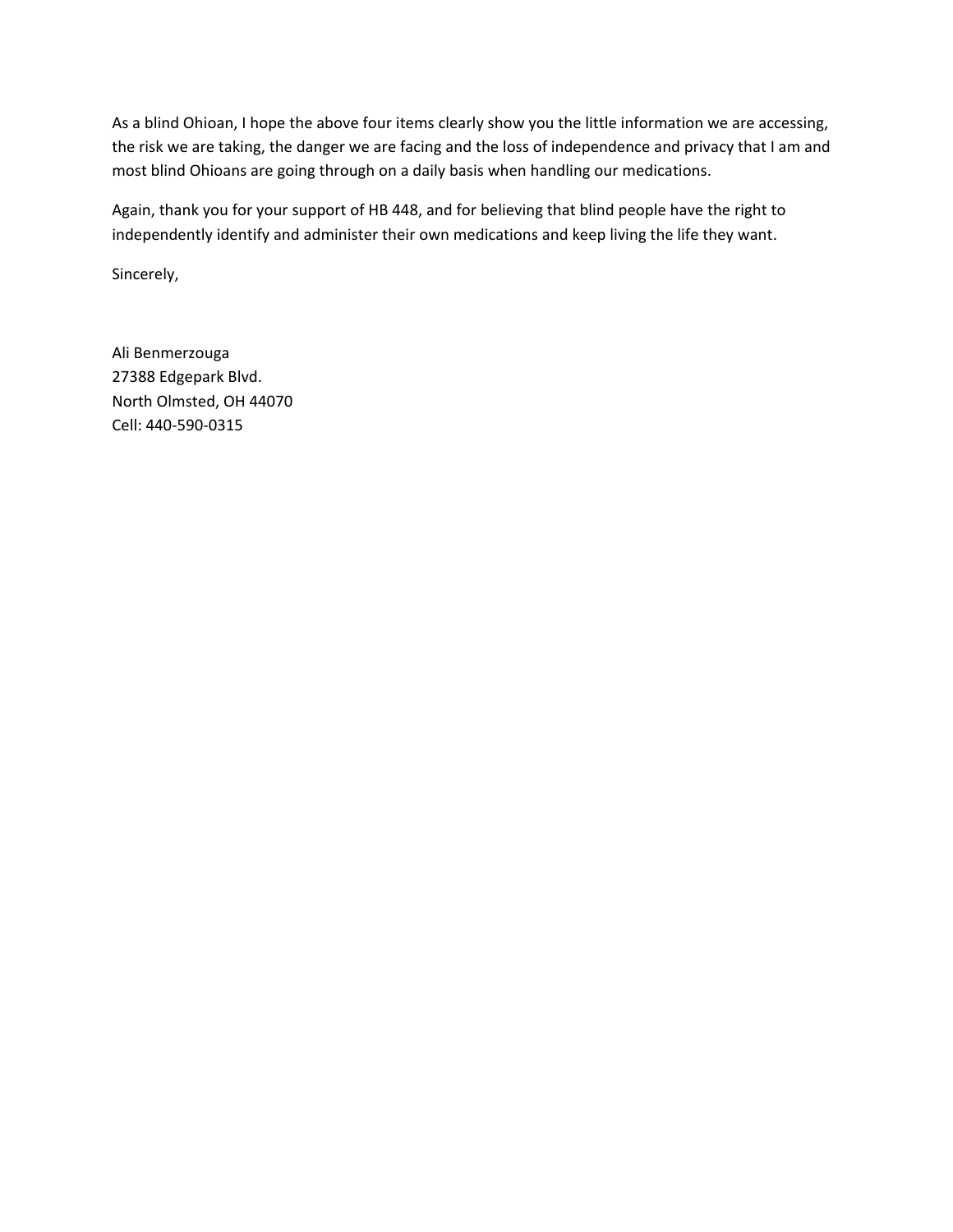As a blind Ohioan, I hope the above four items clearly show you the little information we are accessing, the risk we are taking, the danger we are facing and the loss of independence and privacy that I am and most blind Ohioans are going through on a daily basis when handling our medications.

Again, thank you for your support of HB 448, and for believing that blind people have the right to independently identify and administer their own medications and keep living the life they want.

Sincerely,

Ali Benmerzouga  
27388 Edgepark Blvd.  
North Olmsted, OH 44070  
Cell: 440-590-0315